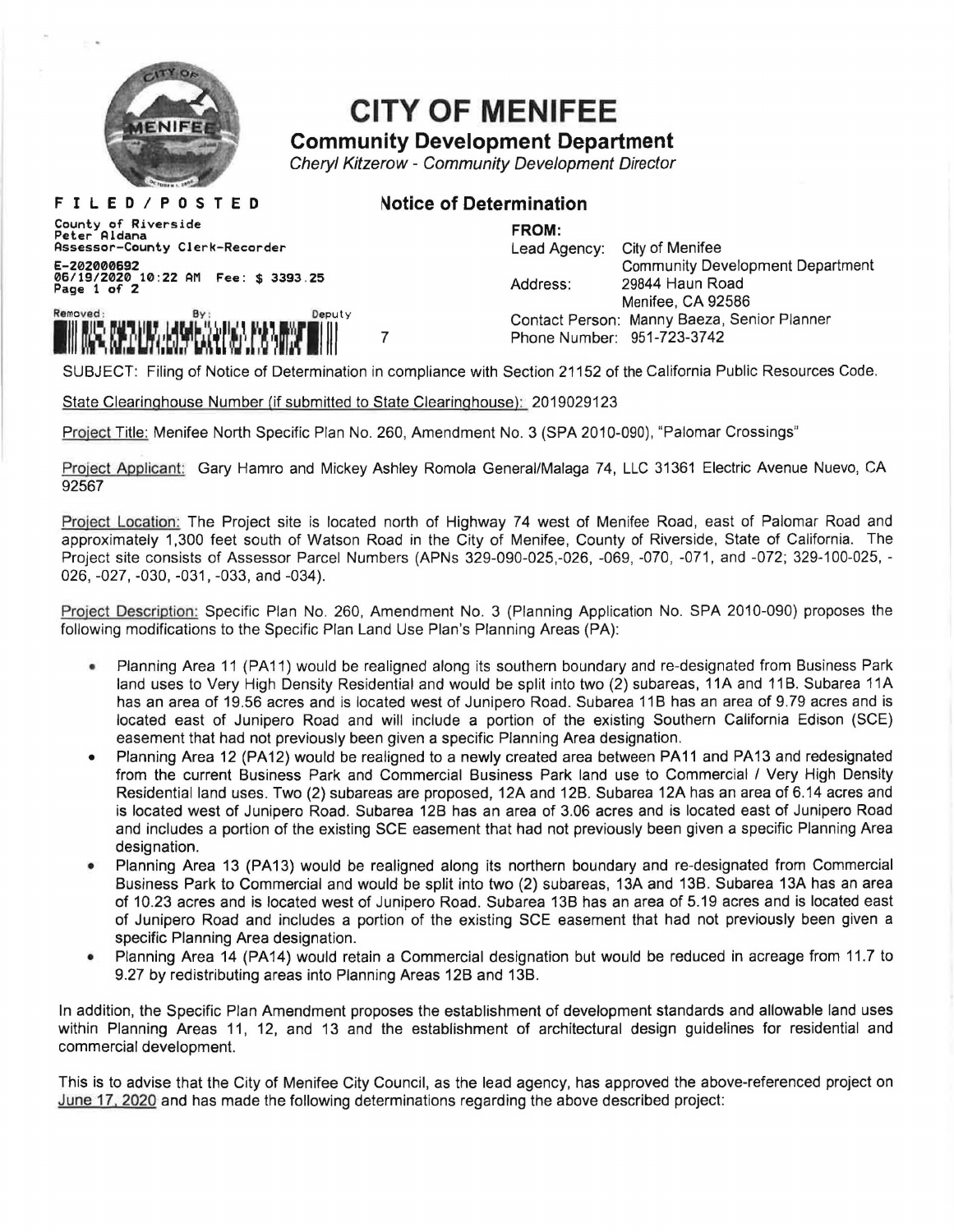# CITY OF MENIFEE

## Community Development Department

*Cheryl Kitzerow - Community Development Director*

**FILED/POSTED**

County of Riverside
Peter Aldana
Assessor-County Clerk-Recorder

E-202000692
06/19/2020 10:22 AM Fee: $ 3393.25
Page 1 of 2

Removed: By: Deputy

7

## Notice of Determination

**FROM:**

Lead Agency: City of Menifee
Community Development Department

Address: 29844 Haun Road
Menifee, CA 92586

Contact Person: Manny Baeza, Senior Planner

Phone Number: 951-723-3742

SUBJECT: Filing of Notice of Determination in compliance with Section 21152 of the California Public Resources Code.

State Clearinghouse Number (if submitted to State Clearinghouse): 2019029123

Project Title: Menifee North Specific Plan No. 260, Amendment No. 3 (SPA 2010-090), "Palomar Crossings"

Project Applicant: Gary Hamro and Mickey Ashley Romola General/Malaga 74, LLC 31361 Electric Avenue Nuevo, CA 92567

Project Location: The Project site is located north of Highway 74 west of Menifee Road, east of Palomar Road and approximately 1,300 feet south of Watson Road in the City of Menifee, County of Riverside, State of California. The Project site consists of Assessor Parcel Numbers (APNs 329-090-025,-026, -069, -070, -071, and -072; 329-100-025, -026, -027, -030, -031, -033, and -034).

Project Description: Specific Plan No. 260, Amendment No. 3 (Planning Application No. SPA 2010-090) proposes the following modifications to the Specific Plan Land Use Plan's Planning Areas (PA):

- Planning Area 11 (PA11) would be realigned along its southern boundary and re-designated from Business Park land uses to Very High Density Residential and would be split into two (2) subareas, 11A and 11B. Subarea 11A has an area of 19.56 acres and is located west of Junipero Road. Subarea 11B has an area of 9.79 acres and is located east of Junipero Road and will include a portion of the existing Southern California Edison (SCE) easement that had not previously been given a specific Planning Area designation.
- Planning Area 12 (PA12) would be realigned to a newly created area between PA11 and PA13 and redesignated from the current Business Park and Commercial Business Park land use to Commercial / Very High Density Residential land uses. Two (2) subareas are proposed, 12A and 12B. Subarea 12A has an area of 6.14 acres and is located west of Junipero Road. Subarea 12B has an area of 3.06 acres and is located east of Junipero Road and includes a portion of the existing SCE easement that had not previously been given a specific Planning Area designation.
- Planning Area 13 (PA13) would be realigned along its northern boundary and re-designated from Commercial Business Park to Commercial and would be split into two (2) subareas, 13A and 13B. Subarea 13A has an area of 10.23 acres and is located west of Junipero Road. Subarea 13B has an area of 5.19 acres and is located east of Junipero Road and includes a portion of the existing SCE easement that had not previously been given a specific Planning Area designation.
- Planning Area 14 (PA14) would retain a Commercial designation but would be reduced in acreage from 11.7 to 9.27 by redistributing areas into Planning Areas 12B and 13B.

In addition, the Specific Plan Amendment proposes the establishment of development standards and allowable land uses within Planning Areas 11, 12, and 13 and the establishment of architectural design guidelines for residential and commercial development.

This is to advise that the City of Menifee City Council, as the lead agency, has approved the above-referenced project on June 17, 2020 and has made the following determinations regarding the above described project: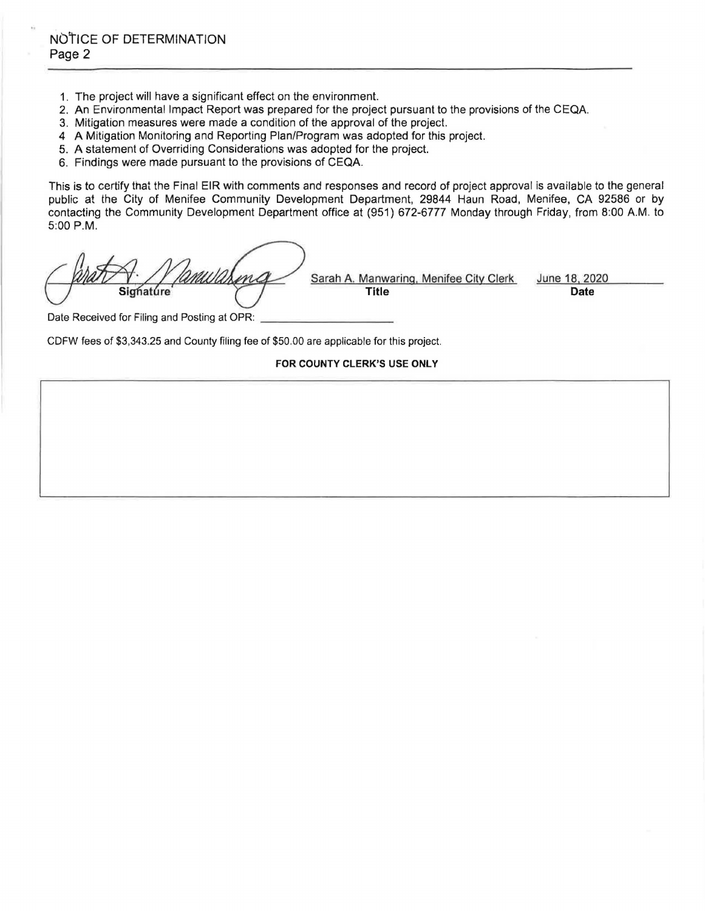1. The project will have a significant effect on the environment.
2. An Environmental Impact Report was prepared for the project pursuant to the provisions of the CEQA.
3. Mitigation measures were made a condition of the approval of the project.
4. A Mitigation Monitoring and Reporting Plan/Program was adopted for this project.
5. A statement of Overriding Considerations was adopted for the project.
6. Findings were made pursuant to the provisions of CEQA.

This is to certify that the Final EIR with comments and responses and record of project approval is available to the general public at the City of Menifee Community Development Department, 29844 Haun Road, Menifee, CA 92586 or by contacting the Community Development Department office at (951) 672-6777 Monday through Friday, from 8:00 A.M. to 5:00 P.M.

| Signature | Sarah A. Manwaring, Menifee City Clerk | June 18, 2020 |
| --- | --- | --- |
| | Title | Date |

Date Received for Filing and Posting at OPR: ____________________

CDFW fees of $3,343.25 and County filing fee of $50.00 are applicable for this project.

**FOR COUNTY CLERK'S USE ONLY**